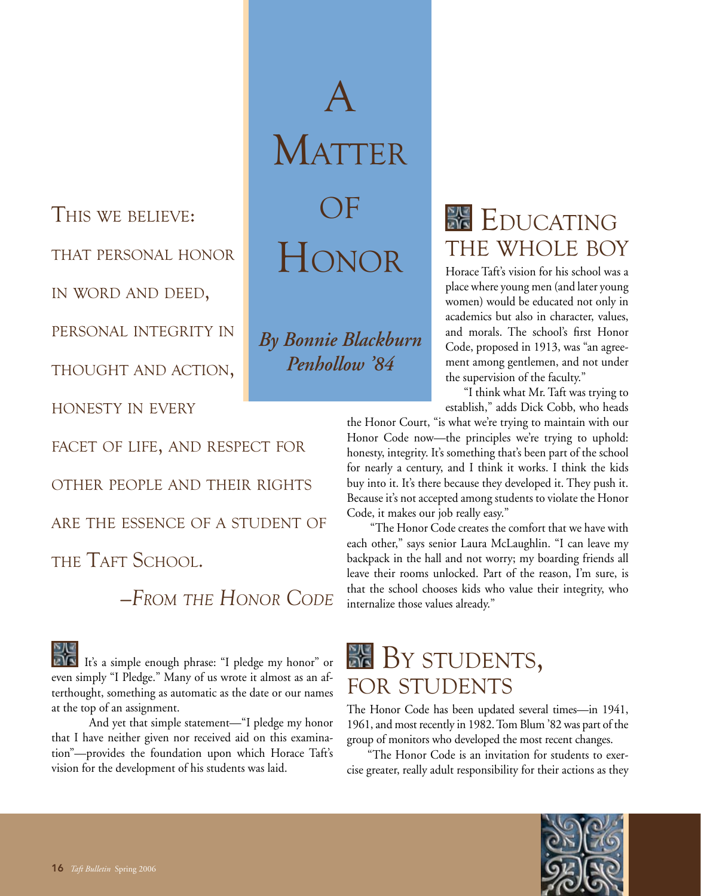# A Matter of Honor

***By Bonnie Blackburn Penhollow '84***

> THIS WE BELIEVE: THAT PERSONAL HONOR IN WORD AND DEED, PERSONAL INTEGRITY IN THOUGHT AND ACTION, HONESTY IN EVERY FACET OF LIFE, AND RESPECT FOR OTHER PEOPLE AND THEIR RIGHTS ARE THE ESSENCE OF A STUDENT OF THE TAFT SCHOOL.
>
> *–FROM THE HONOR CODE*

It's a simple enough phrase: "I pledge my honor" or even simply "I Pledge." Many of us wrote it almost as an afterthought, something as automatic as the date or our names at the top of an assignment.

And yet that simple statement—"I pledge my honor that I have neither given nor received aid on this examination"—provides the foundation upon which Horace Taft's vision for the development of his students was laid.

## Educating the Whole Boy

Horace Taft's vision for his school was a place where young men (and later young women) would be educated not only in academics but also in character, values, and morals. The school's first Honor Code, proposed in 1913, was "an agreement among gentlemen, and not under the supervision of the faculty."

"I think what Mr. Taft was trying to establish," adds Dick Cobb, who heads the Honor Court, "is what we're trying to maintain with our Honor Code now—the principles we're trying to uphold: honesty, integrity. It's something that's been part of the school for nearly a century, and I think it works. I think the kids buy into it. It's there because they developed it. They push it. Because it's not accepted among students to violate the Honor Code, it makes our job really easy."

"The Honor Code creates the comfort that we have with each other," says senior Laura McLaughlin. "I can leave my backpack in the hall and not worry; my boarding friends all leave their rooms unlocked. Part of the reason, I'm sure, is that the school chooses kids who value their integrity, who internalize those values already."

## By Students, for Students

The Honor Code has been updated several times—in 1941, 1961, and most recently in 1982. Tom Blum '82 was part of the group of monitors who developed the most recent changes.

"The Honor Code is an invitation for students to exercise greater, really adult responsibility for their actions as they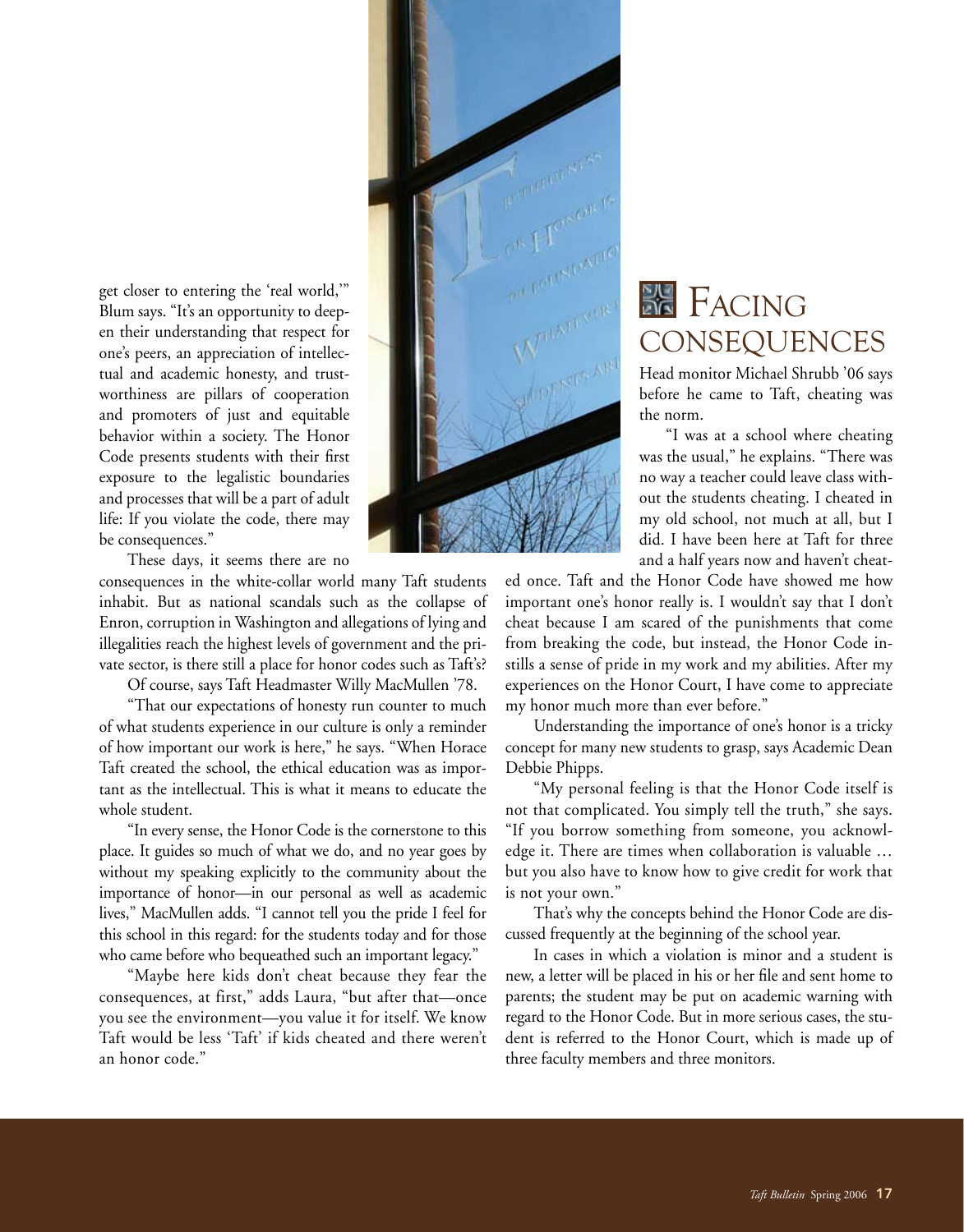get closer to entering the 'real world,'" Blum says. "It's an opportunity to deepen their understanding that respect for one's peers, an appreciation of intellectual and academic honesty, and trustworthiness are pillars of cooperation and promoters of just and equitable behavior within a society. The Honor Code presents students with their first exposure to the legalistic boundaries and processes that will be a part of adult life: If you violate the code, there may be consequences."

These days, it seems there are no consequences in the white-collar world many Taft students inhabit. But as national scandals such as the collapse of Enron, corruption in Washington and allegations of lying and illegalities reach the highest levels of government and the private sector, is there still a place for honor codes such as Taft's?

Of course, says Taft Headmaster Willy MacMullen '78.

"That our expectations of honesty run counter to much of what students experience in our culture is only a reminder of how important our work is here," he says. "When Horace Taft created the school, the ethical education was as important as the intellectual. This is what it means to educate the whole student.

"In every sense, the Honor Code is the cornerstone to this place. It guides so much of what we do, and no year goes by without my speaking explicitly to the community about the importance of honor—in our personal as well as academic lives," MacMullen adds. "I cannot tell you the pride I feel for this school in this regard: for the students today and for those who came before who bequeathed such an important legacy."

"Maybe here kids don't cheat because they fear the consequences, at first," adds Laura, "but after that—once you see the environment—you value it for itself. We know Taft would be less 'Taft' if kids cheated and there weren't an honor code."

## Facing Consequences

Head monitor Michael Shrubb '06 says before he came to Taft, cheating was the norm.

"I was at a school where cheating was the usual," he explains. "There was no way a teacher could leave class without the students cheating. I cheated in my old school, not much at all, but I did. I have been here at Taft for three and a half years now and haven't cheated once. Taft and the Honor Code have showed me how important one's honor really is. I wouldn't say that I don't cheat because I am scared of the punishments that come from breaking the code, but instead, the Honor Code instills a sense of pride in my work and my abilities. After my experiences on the Honor Court, I have come to appreciate my honor much more than ever before."

Understanding the importance of one's honor is a tricky concept for many new students to grasp, says Academic Dean Debbie Phipps.

"My personal feeling is that the Honor Code itself is not that complicated. You simply tell the truth," she says. "If you borrow something from someone, you acknowledge it. There are times when collaboration is valuable … but you also have to know how to give credit for work that is not your own."

That's why the concepts behind the Honor Code are discussed frequently at the beginning of the school year.

In cases in which a violation is minor and a student is new, a letter will be placed in his or her file and sent home to parents; the student may be put on academic warning with regard to the Honor Code. But in more serious cases, the student is referred to the Honor Court, which is made up of three faculty members and three monitors.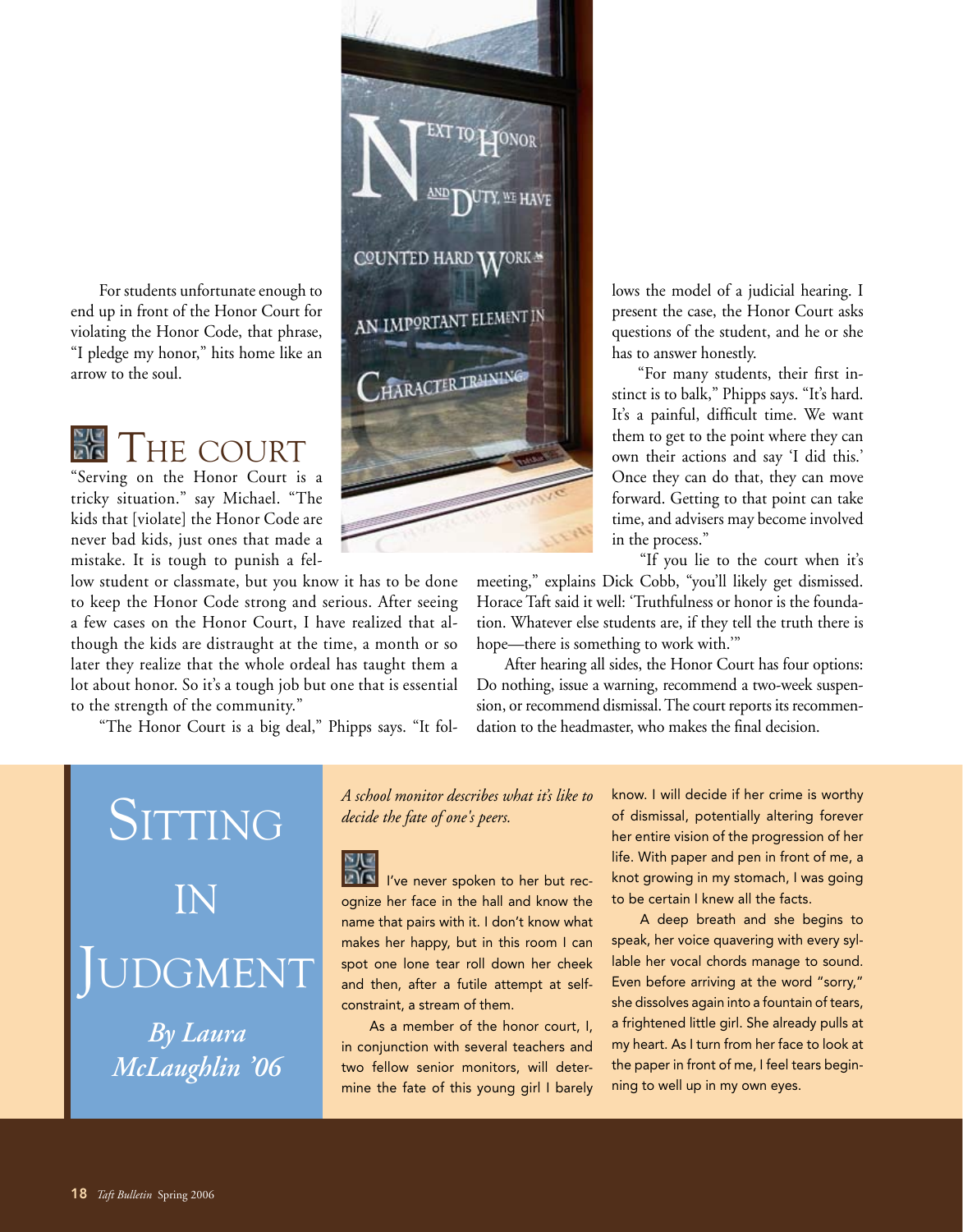For students unfortunate enough to end up in front of the Honor Court for violating the Honor Code, that phrase, "I pledge my honor," hits home like an arrow to the soul.

## The Court

"Serving on the Honor Court is a tricky situation." say Michael. "The kids that [violate] the Honor Code are never bad kids, just ones that made a mistake. It is tough to punish a fellow student or classmate, but you know it has to be done to keep the Honor Code strong and serious. After seeing a few cases on the Honor Court, I have realized that although the kids are distraught at the time, a month or so later they realize that the whole ordeal has taught them a lot about honor. So it's a tough job but one that is essential to the strength of the community."

"The Honor Court is a big deal," Phipps says. "It follows the model of a judicial hearing. I present the case, the Honor Court asks questions of the student, and he or she has to answer honestly.

"For many students, their first instinct is to balk," Phipps says. "It's hard. It's a painful, difficult time. We want them to get to the point where they can own their actions and say 'I did this.' Once they can do that, they can move forward. Getting to that point can take time, and advisers may become involved in the process."

"If you lie to the court when it's meeting," explains Dick Cobb, "you'll likely get dismissed. Horace Taft said it well: 'Truthfulness or honor is the foundation. Whatever else students are, if they tell the truth there is hope—there is something to work with.'"

After hearing all sides, the Honor Court has four options: Do nothing, issue a warning, recommend a two-week suspension, or recommend dismissal. The court reports its recommendation to the headmaster, who makes the final decision.

# Sitting in Judgment

***By Laura McLaughlin '06***

*A school monitor describes what it's like to decide the fate of one's peers.*

I've never spoken to her but recognize her face in the hall and know the name that pairs with it. I don't know what makes her happy, but in this room I can spot one lone tear roll down her cheek and then, after a futile attempt at self-constraint, a stream of them.

As a member of the honor court, I, in conjunction with several teachers and two fellow senior monitors, will determine the fate of this young girl I barely know. I will decide if her crime is worthy of dismissal, potentially altering forever her entire vision of the progression of her life. With paper and pen in front of me, a knot growing in my stomach, I was going to be certain I knew all the facts.

A deep breath and she begins to speak, her voice quavering with every syllable her vocal chords manage to sound. Even before arriving at the word "sorry," she dissolves again into a fountain of tears, a frightened little girl. She already pulls at my heart. As I turn from her face to look at the paper in front of me, I feel tears beginning to well up in my own eyes.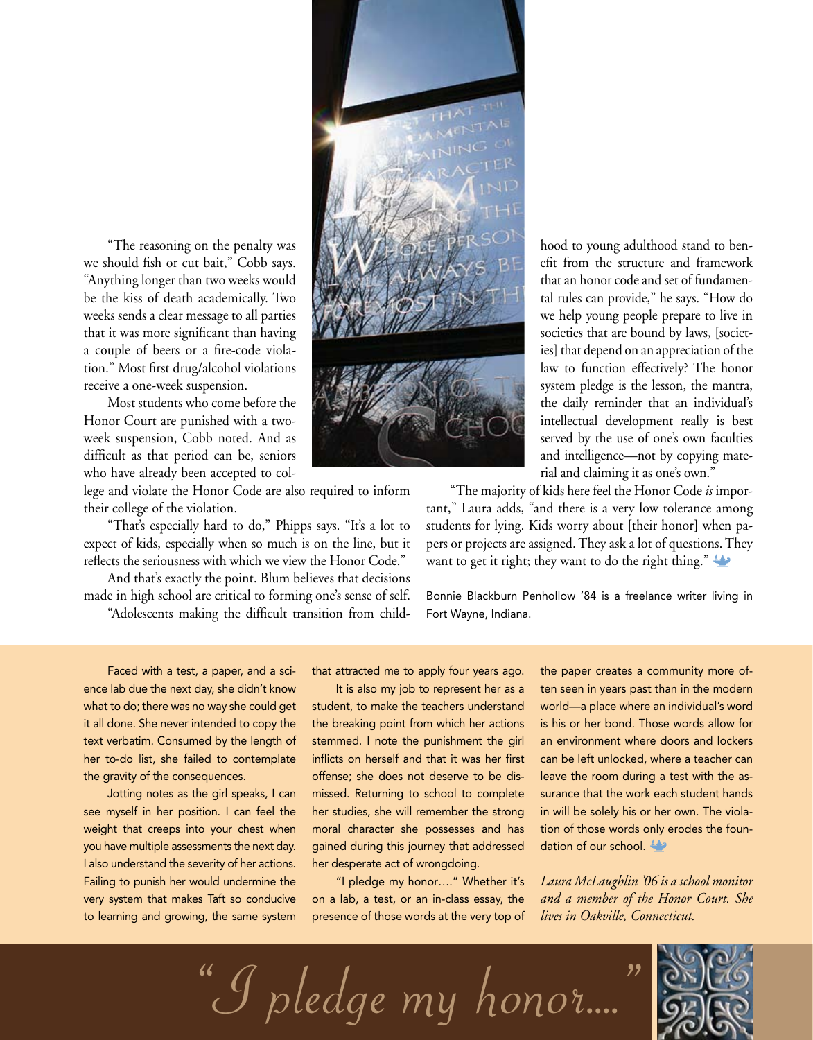"The reasoning on the penalty was we should fish or cut bait," Cobb says. "Anything longer than two weeks would be the kiss of death academically. Two weeks sends a clear message to all parties that it was more significant than having a couple of beers or a fire-code violation." Most first drug/alcohol violations receive a one-week suspension.

Most students who come before the Honor Court are punished with a two-week suspension, Cobb noted. And as difficult as that period can be, seniors who have already been accepted to college and violate the Honor Code are also required to inform their college of the violation.

"That's especially hard to do," Phipps says. "It's a lot to expect of kids, especially when so much is on the line, but it reflects the seriousness with which we view the Honor Code."

And that's exactly the point. Blum believes that decisions made in high school are critical to forming one's sense of self.

"Adolescents making the difficult transition from childhood to young adulthood stand to benefit from the structure and framework that an honor code and set of fundamental rules can provide," he says. "How do we help young people prepare to live in societies that are bound by laws, [societies] that depend on an appreciation of the law to function effectively? The honor system pledge is the lesson, the mantra, the daily reminder that an individual's intellectual development really is best served by the use of one's own faculties and intelligence—not by copying material and claiming it as one's own."

"The majority of kids here feel the Honor Code *is* important," Laura adds, "and there is a very low tolerance among students for lying. Kids worry about [their honor] when papers or projects are assigned. They ask a lot of questions. They want to get it right; they want to do the right thing."

Bonnie Blackburn Penhollow '84 is a freelance writer living in Fort Wayne, Indiana.

---

Faced with a test, a paper, and a science lab due the next day, she didn't know what to do; there was no way she could get it all done. She never intended to copy the text verbatim. Consumed by the length of her to-do list, she failed to contemplate the gravity of the consequences.

Jotting notes as the girl speaks, I can see myself in her position. I can feel the weight that creeps into your chest when you have multiple assessments the next day. I also understand the severity of her actions. Failing to punish her would undermine the very system that makes Taft so conducive to learning and growing, the same system that attracted me to apply four years ago.

It is also my job to represent her as a student, to make the teachers understand the breaking point from which her actions stemmed. I note the punishment the girl inflicts on herself and that it was her first offense; she does not deserve to be dismissed. Returning to school to complete her studies, she will remember the strong moral character she possesses and has gained during this journey that addressed her desperate act of wrongdoing.

"I pledge my honor…." Whether it's on a lab, a test, or an in-class essay, the presence of those words at the very top of the paper creates a community more often seen in years past than in the modern world—a place where an individual's word is his or her bond. Those words allow for an environment where doors and lockers can be left unlocked, where a teacher can leave the room during a test with the assurance that the work each student hands in will be solely his or her own. The violation of those words only erodes the foundation of our school.

*Laura McLaughlin '06 is a school monitor and a member of the Honor Court. She lives in Oakville, Connecticut.*

*"I pledge my honor…."*